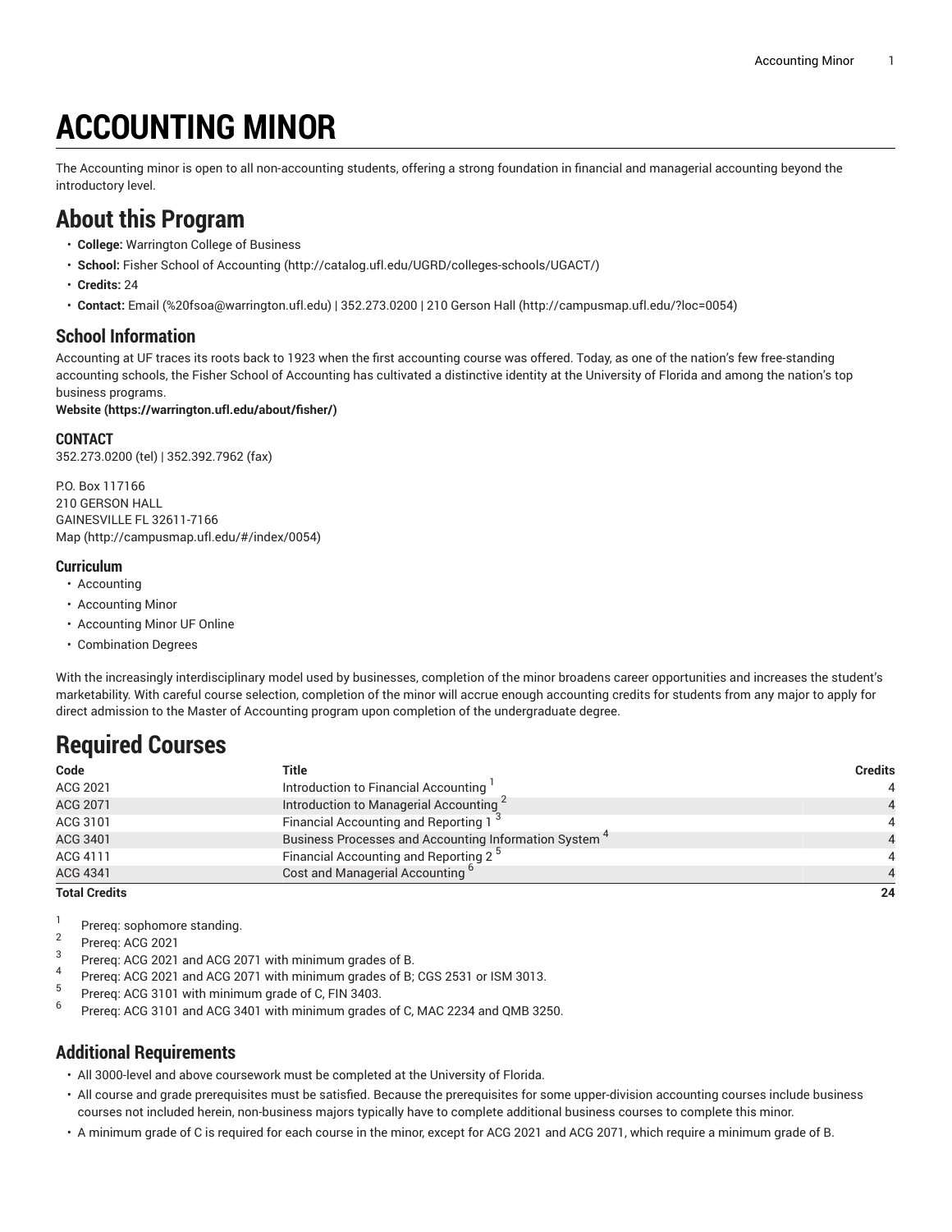# ACCOUNTING MINOR

The Accounting minor is open to all non-accounting students, offering a strong foundation in financial and managerial accounting beyond the introductory level.

## About this Program

- **College:** Warrington College of Business
- **School:** Fisher School of Accounting (http://catalog.ufl.edu/UGRD/colleges-schools/UGACT/)
- **Credits:** 24
- **Contact:** Email (%20fsoa@warrington.ufl.edu) | 352.273.0200 | 210 Gerson Hall (http://campusmap.ufl.edu/?loc=0054)

### School Information

Accounting at UF traces its roots back to 1923 when the first accounting course was offered. Today, as one of the nation's few free-standing accounting schools, the Fisher School of Accounting has cultivated a distinctive identity at the University of Florida and among the nation's top business programs.

**Website (https://warrington.ufl.edu/about/fisher/)**

#### CONTACT

352.273.0200 (tel) | 352.392.7962 (fax)

P.O. Box 117166
210 GERSON HALL
GAINESVILLE FL 32611-7166
Map (http://campusmap.ufl.edu/#/index/0054)

### Curriculum

- Accounting
- Accounting Minor
- Accounting Minor UF Online
- Combination Degrees

With the increasingly interdisciplinary model used by businesses, completion of the minor broadens career opportunities and increases the student's marketability. With careful course selection, completion of the minor will accrue enough accounting credits for students from any major to apply for direct admission to the Master of Accounting program upon completion of the undergraduate degree.

## Required Courses

| Code | Title | Credits |
|---|---|---|
| ACG 2021 | Introduction to Financial Accounting [1] | 4 |
| ACG 2071 | Introduction to Managerial Accounting [2] | 4 |
| ACG 3101 | Financial Accounting and Reporting 1 [3] | 4 |
| ACG 3401 | Business Processes and Accounting Information System [4] | 4 |
| ACG 4111 | Financial Accounting and Reporting 2 [5] | 4 |
| ACG 4341 | Cost and Managerial Accounting [6] | 4 |
| **Total Credits** | | **24** |

1. Prereq: sophomore standing.
2. Prereq: ACG 2021
3. Prereq: ACG 2021 and ACG 2071 with minimum grades of B.
4. Prereq: ACG 2021 and ACG 2071 with minimum grades of B; CGS 2531 or ISM 3013.
5. Prereq: ACG 3101 with minimum grade of C, FIN 3403.
6. Prereq: ACG 3101 and ACG 3401 with minimum grades of C, MAC 2234 and QMB 3250.

### Additional Requirements

- All 3000-level and above coursework must be completed at the University of Florida.
- All course and grade prerequisites must be satisfied. Because the prerequisites for some upper-division accounting courses include business courses not included herein, non-business majors typically have to complete additional business courses to complete this minor.
- A minimum grade of C is required for each course in the minor, except for ACG 2021 and ACG 2071, which require a minimum grade of B.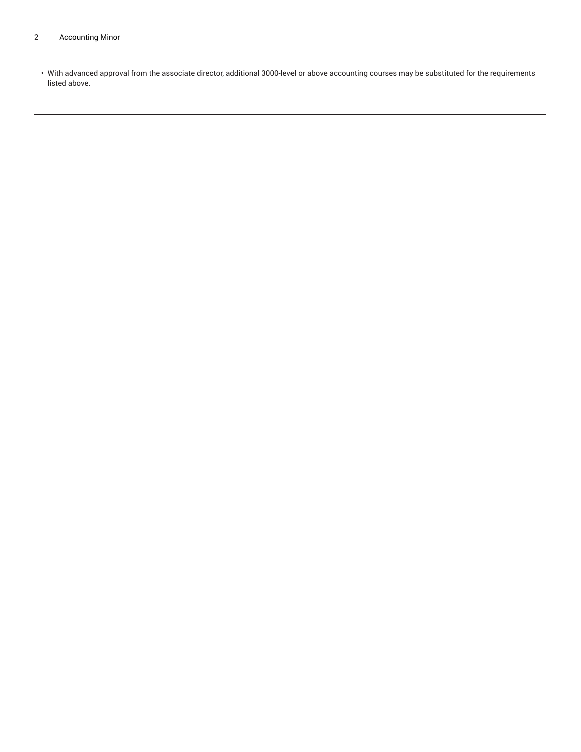- With advanced approval from the associate director, additional 3000-level or above accounting courses may be substituted for the requirements listed above.